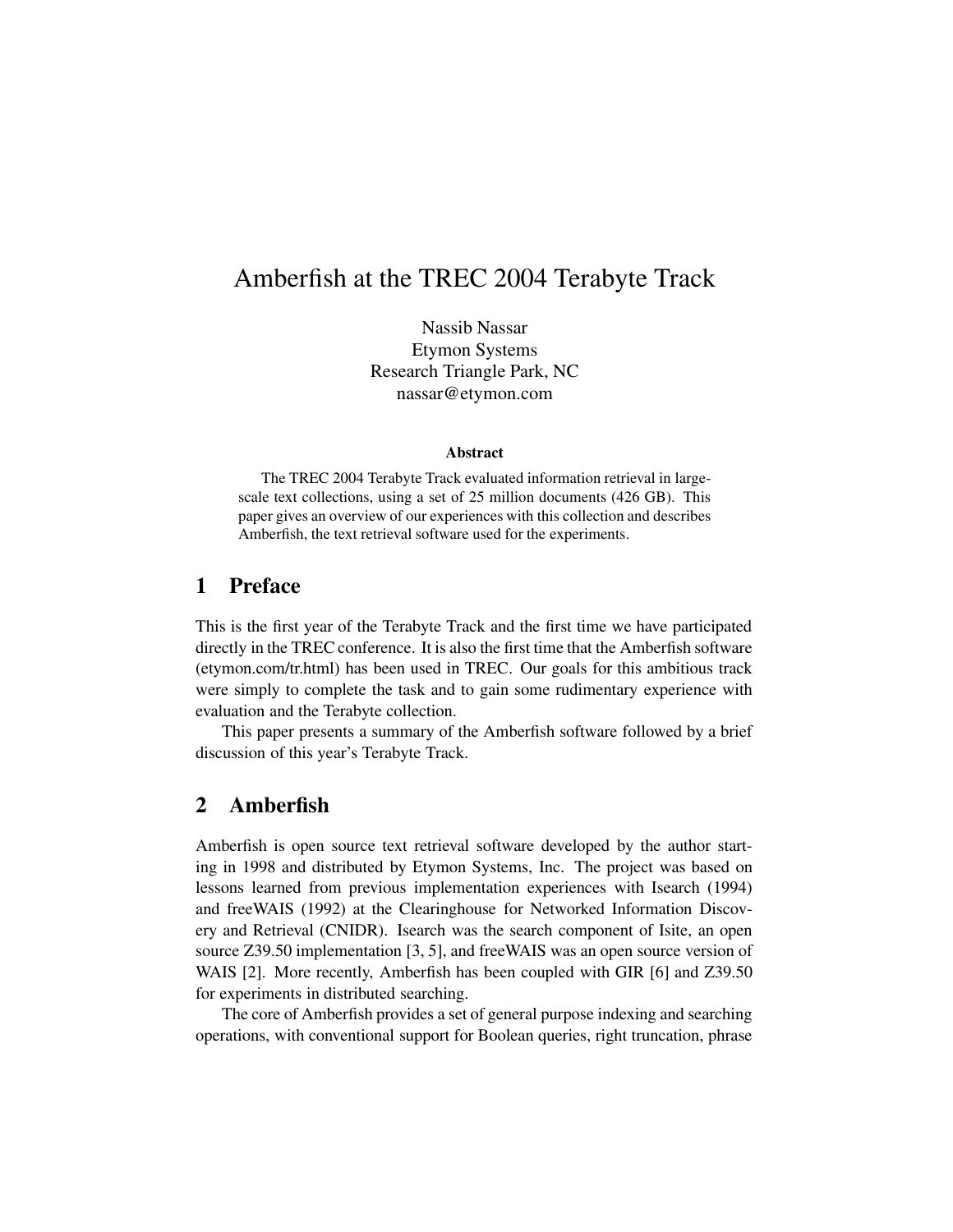# Amberfish at the TREC 2004 Terabyte Track

Nassib Nassar
Etymon Systems
Research Triangle Park, NC
nassar@etymon.com

### Abstract

The TREC 2004 Terabyte Track evaluated information retrieval in large-scale text collections, using a set of 25 million documents (426 GB). This paper gives an overview of our experiences with this collection and describes Amberfish, the text retrieval software used for the experiments.

## 1 Preface

This is the first year of the Terabyte Track and the first time we have participated directly in the TREC conference. It is also the first time that the Amberfish software (etymon.com/tr.html) has been used in TREC. Our goals for this ambitious track were simply to complete the task and to gain some rudimentary experience with evaluation and the Terabyte collection.

This paper presents a summary of the Amberfish software followed by a brief discussion of this year's Terabyte Track.

## 2 Amberfish

Amberfish is open source text retrieval software developed by the author starting in 1998 and distributed by Etymon Systems, Inc. The project was based on lessons learned from previous implementation experiences with Isearch (1994) and freeWAIS (1992) at the Clearinghouse for Networked Information Discovery and Retrieval (CNIDR). Isearch was the search component of Isite, an open source Z39.50 implementation [3, 5], and freeWAIS was an open source version of WAIS [2]. More recently, Amberfish has been coupled with GIR [6] and Z39.50 for experiments in distributed searching.

The core of Amberfish provides a set of general purpose indexing and searching operations, with conventional support for Boolean queries, right truncation, phrase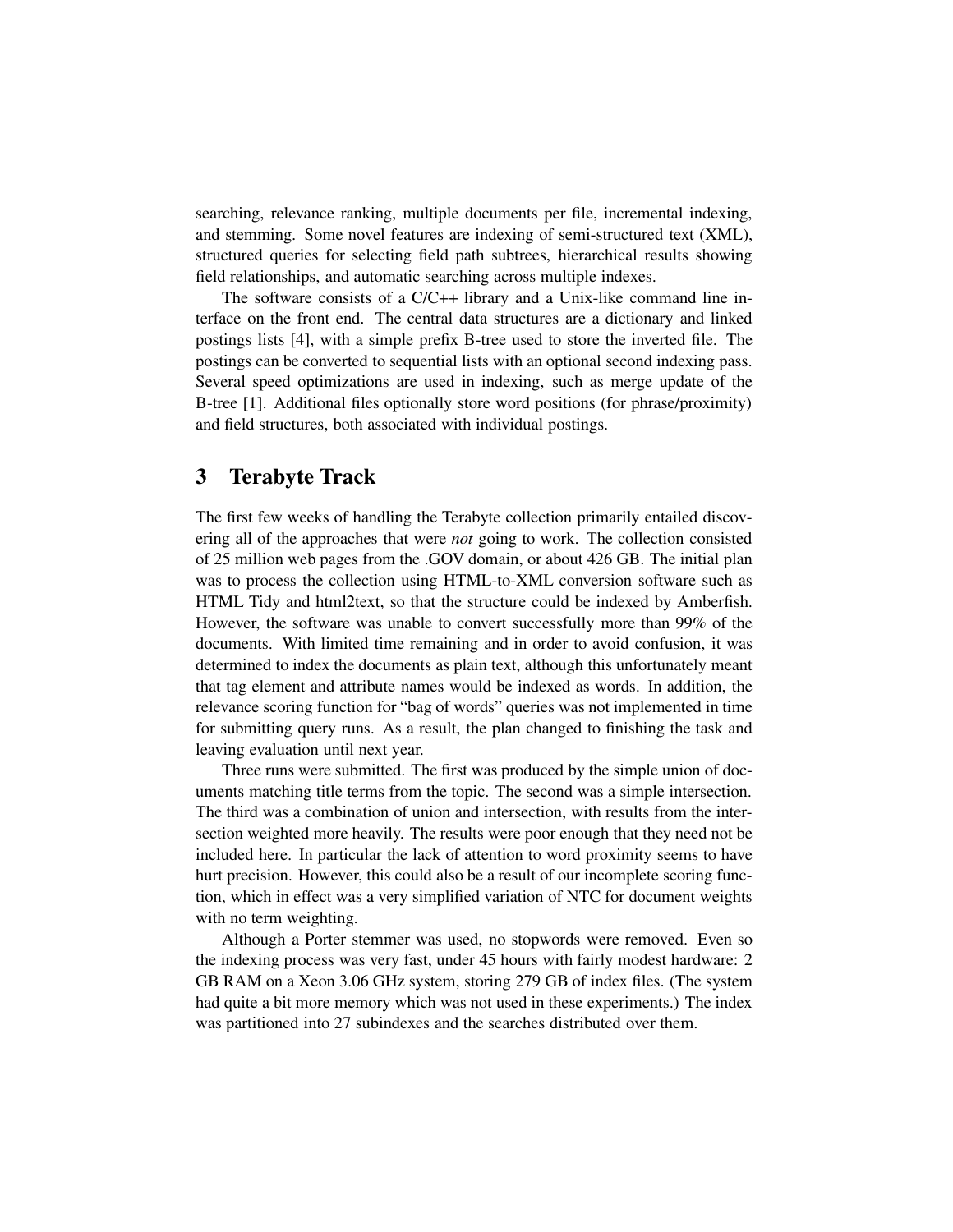searching, relevance ranking, multiple documents per file, incremental indexing, and stemming. Some novel features are indexing of semi-structured text (XML), structured queries for selecting field path subtrees, hierarchical results showing field relationships, and automatic searching across multiple indexes.

The software consists of a C/C++ library and a Unix-like command line interface on the front end. The central data structures are a dictionary and linked postings lists [4], with a simple prefix B-tree used to store the inverted file. The postings can be converted to sequential lists with an optional second indexing pass. Several speed optimizations are used in indexing, such as merge update of the B-tree [1]. Additional files optionally store word positions (for phrase/proximity) and field structures, both associated with individual postings.

# 3 Terabyte Track

The first few weeks of handling the Terabyte collection primarily entailed discovering all of the approaches that were *not* going to work. The collection consisted of 25 million web pages from the .GOV domain, or about 426 GB. The initial plan was to process the collection using HTML-to-XML conversion software such as HTML Tidy and html2text, so that the structure could be indexed by Amberfish. However, the software was unable to convert successfully more than 99% of the documents. With limited time remaining and in order to avoid confusion, it was determined to index the documents as plain text, although this unfortunately meant that tag element and attribute names would be indexed as words. In addition, the relevance scoring function for "bag of words" queries was not implemented in time for submitting query runs. As a result, the plan changed to finishing the task and leaving evaluation until next year.

Three runs were submitted. The first was produced by the simple union of documents matching title terms from the topic. The second was a simple intersection. The third was a combination of union and intersection, with results from the intersection weighted more heavily. The results were poor enough that they need not be included here. In particular the lack of attention to word proximity seems to have hurt precision. However, this could also be a result of our incomplete scoring function, which in effect was a very simplified variation of NTC for document weights with no term weighting.

Although a Porter stemmer was used, no stopwords were removed. Even so the indexing process was very fast, under 45 hours with fairly modest hardware: 2 GB RAM on a Xeon 3.06 GHz system, storing 279 GB of index files. (The system had quite a bit more memory which was not used in these experiments.) The index was partitioned into 27 subindexes and the searches distributed over them.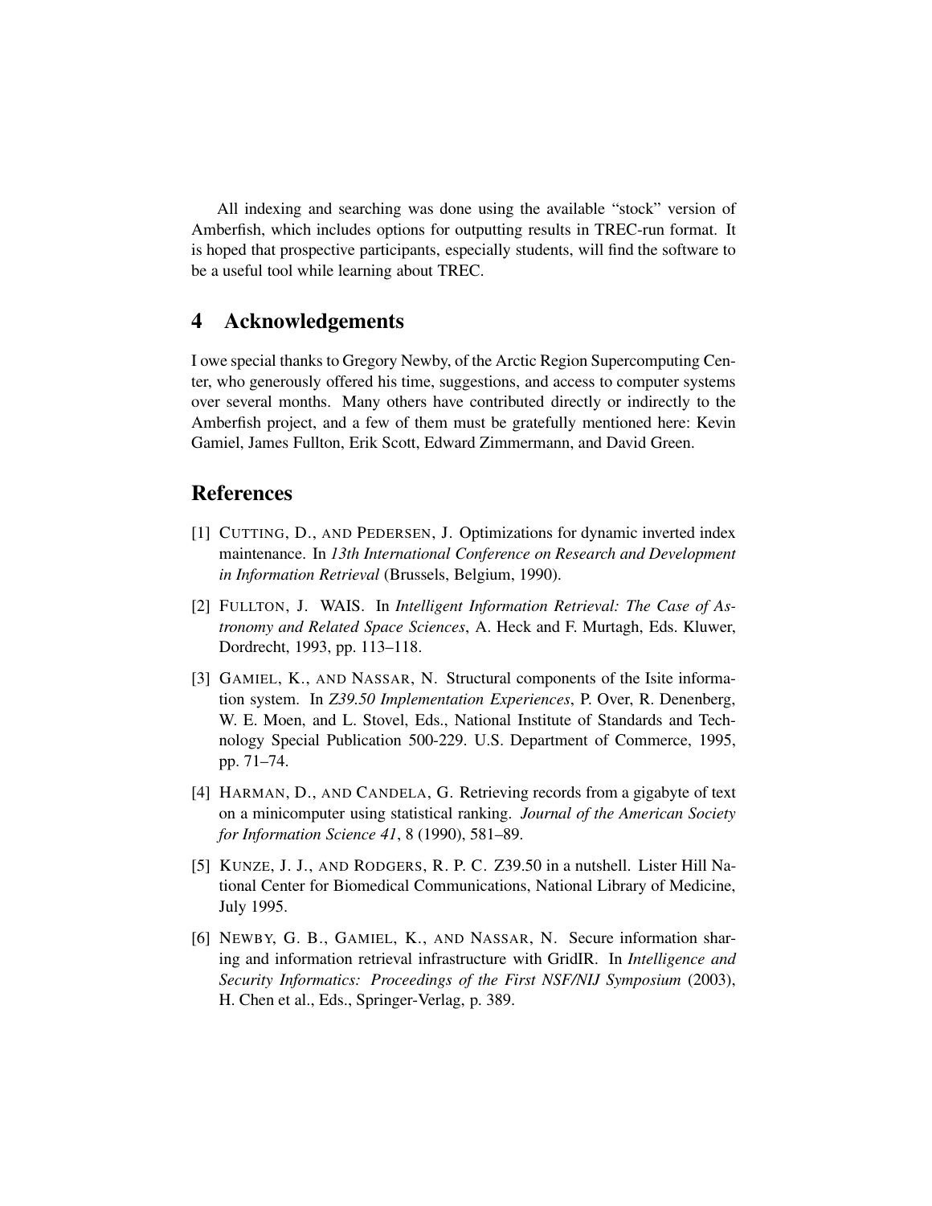All indexing and searching was done using the available "stock" version of Amberfish, which includes options for outputting results in TREC-run format. It is hoped that prospective participants, especially students, will find the software to be a useful tool while learning about TREC.

## 4 Acknowledgements

I owe special thanks to Gregory Newby, of the Arctic Region Supercomputing Center, who generously offered his time, suggestions, and access to computer systems over several months. Many others have contributed directly or indirectly to the Amberfish project, and a few of them must be gratefully mentioned here: Kevin Gamiel, James Fullton, Erik Scott, Edward Zimmermann, and David Green.

## References

[1] CUTTING, D., AND PEDERSEN, J. Optimizations for dynamic inverted index maintenance. In *13th International Conference on Research and Development in Information Retrieval* (Brussels, Belgium, 1990).

[2] FULLTON, J. WAIS. In *Intelligent Information Retrieval: The Case of Astronomy and Related Space Sciences*, A. Heck and F. Murtagh, Eds. Kluwer, Dordrecht, 1993, pp. 113–118.

[3] GAMIEL, K., AND NASSAR, N. Structural components of the Isite information system. In *Z39.50 Implementation Experiences*, P. Over, R. Denenberg, W. E. Moen, and L. Stovel, Eds., National Institute of Standards and Technology Special Publication 500-229. U.S. Department of Commerce, 1995, pp. 71–74.

[4] HARMAN, D., AND CANDELA, G. Retrieving records from a gigabyte of text on a minicomputer using statistical ranking. *Journal of the American Society for Information Science 41*, 8 (1990), 581–89.

[5] KUNZE, J. J., AND RODGERS, R. P. C. Z39.50 in a nutshell. Lister Hill National Center for Biomedical Communications, National Library of Medicine, July 1995.

[6] NEWBY, G. B., GAMIEL, K., AND NASSAR, N. Secure information sharing and information retrieval infrastructure with GridIR. In *Intelligence and Security Informatics: Proceedings of the First NSF/NIJ Symposium* (2003), H. Chen et al., Eds., Springer-Verlag, p. 389.